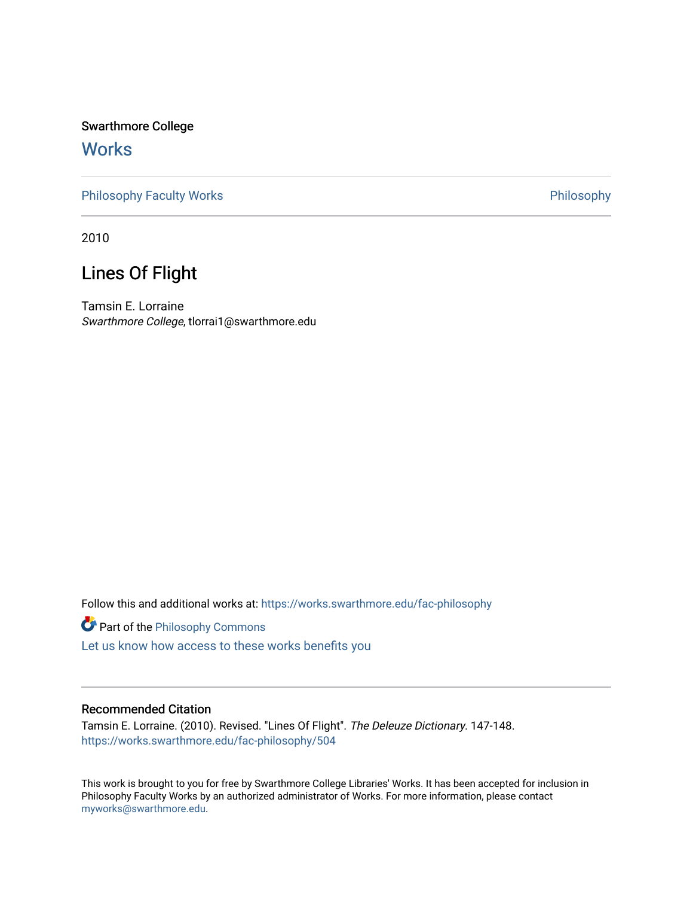Swarthmore College

# Works

Philosophy Faculty Works | Philosophy

2010

## Lines Of Flight

Tamsin E. Lorraine
*Swarthmore College*, tlorrai1@swarthmore.edu

Follow this and additional works at: https://works.swarthmore.edu/fac-philosophy

Part of the Philosophy Commons

Let us know how access to these works benefits you

### Recommended Citation

Tamsin E. Lorraine. (2010). Revised. "Lines Of Flight". *The Deleuze Dictionary*. 147-148.
https://works.swarthmore.edu/fac-philosophy/504

This work is brought to you for free by Swarthmore College Libraries' Works. It has been accepted for inclusion in Philosophy Faculty Works by an authorized administrator of Works. For more information, please contact myworks@swarthmore.edu.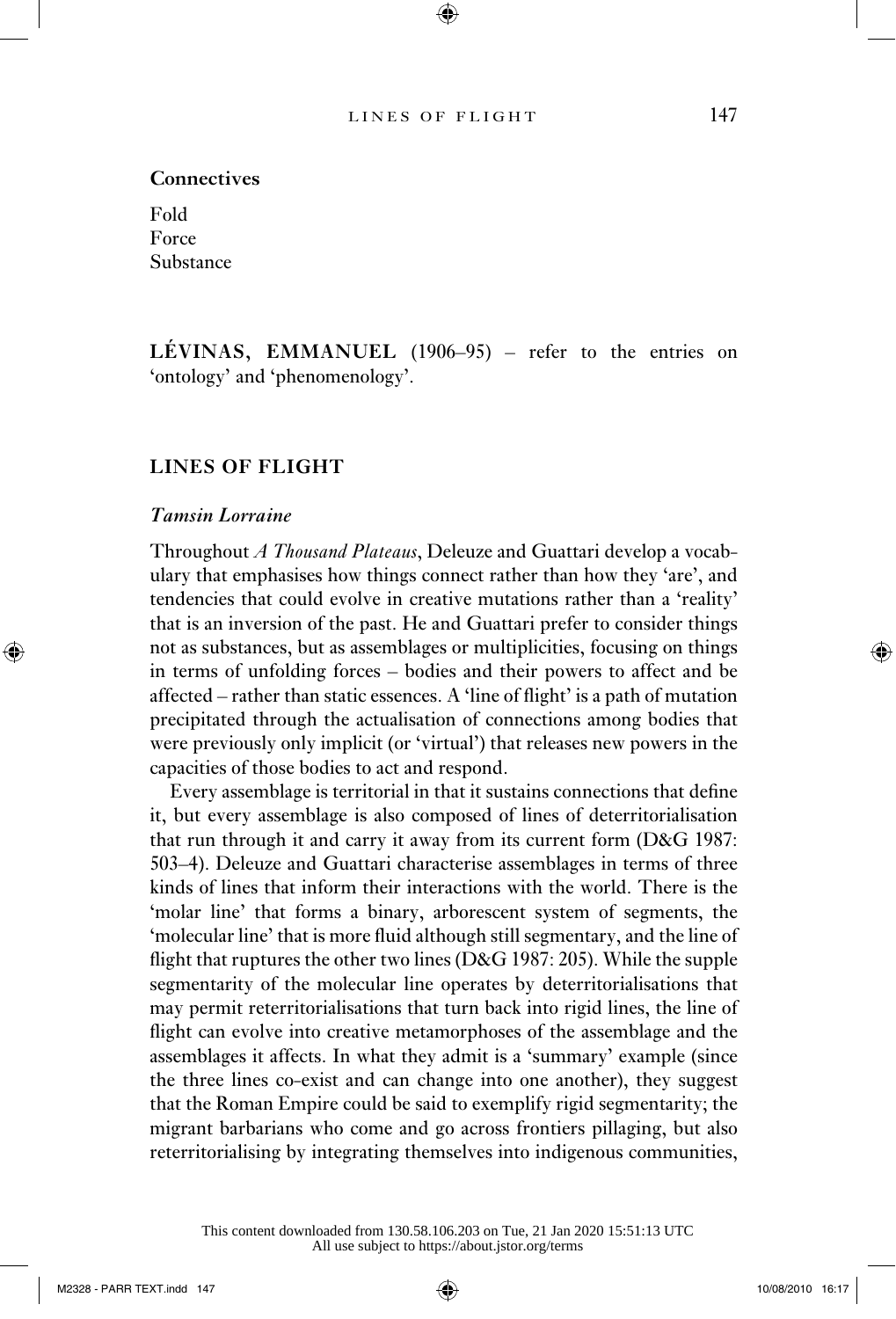**Connectives**

Fold
Force
Substance

**LÉVINAS, EMMANUEL** (1906–95) – refer to the entries on 'ontology' and 'phenomenology'.

## LINES OF FLIGHT

*Tamsin Lorraine*

Throughout *A Thousand Plateaus*, Deleuze and Guattari develop a vocabulary that emphasises how things connect rather than how they 'are', and tendencies that could evolve in creative mutations rather than a 'reality' that is an inversion of the past. He and Guattari prefer to consider things not as substances, but as assemblages or multiplicities, focusing on things in terms of unfolding forces – bodies and their powers to affect and be affected – rather than static essences. A 'line of flight' is a path of mutation precipitated through the actualisation of connections among bodies that were previously only implicit (or 'virtual') that releases new powers in the capacities of those bodies to act and respond.

Every assemblage is territorial in that it sustains connections that define it, but every assemblage is also composed of lines of deterritorialisation that run through it and carry it away from its current form (D&G 1987: 503–4). Deleuze and Guattari characterise assemblages in terms of three kinds of lines that inform their interactions with the world. There is the 'molar line' that forms a binary, arborescent system of segments, the 'molecular line' that is more fluid although still segmentary, and the line of flight that ruptures the other two lines (D&G 1987: 205). While the supple segmentarity of the molecular line operates by deterritorialisations that may permit reterritorialisations that turn back into rigid lines, the line of flight can evolve into creative metamorphoses of the assemblage and the assemblages it affects. In what they admit is a 'summary' example (since the three lines co-exist and can change into one another), they suggest that the Roman Empire could be said to exemplify rigid segmentarity; the migrant barbarians who come and go across frontiers pillaging, but also reterritorialising by integrating themselves into indigenous communities,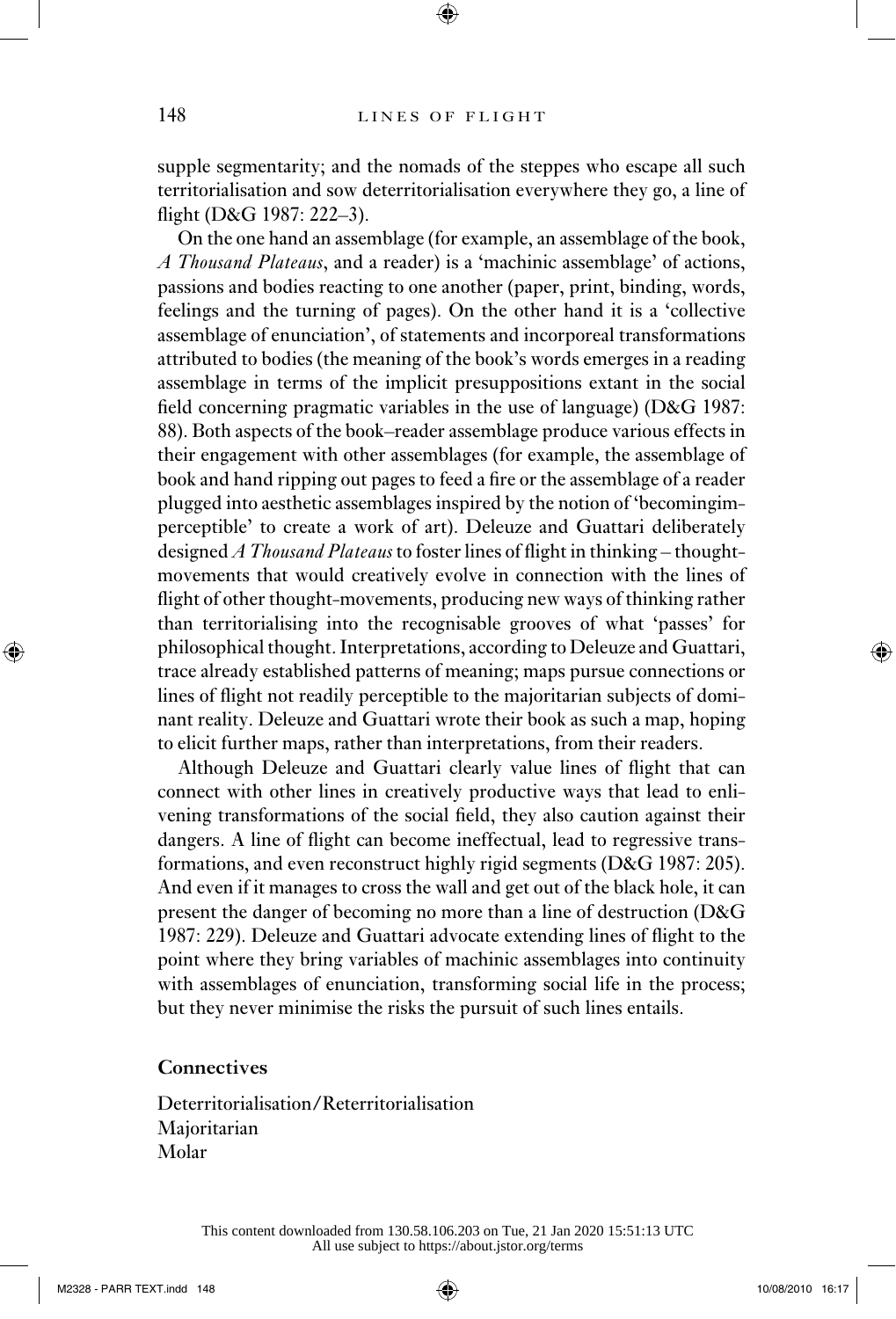supple segmentarity; and the nomads of the steppes who escape all such territorialisation and sow deterritorialisation everywhere they go, a line of flight (D&G 1987: 222–3).

On the one hand an assemblage (for example, an assemblage of the book, *A Thousand Plateaus*, and a reader) is a 'machinic assemblage' of actions, passions and bodies reacting to one another (paper, print, binding, words, feelings and the turning of pages). On the other hand it is a 'collective assemblage of enunciation', of statements and incorporeal transformations attributed to bodies (the meaning of the book's words emerges in a reading assemblage in terms of the implicit presuppositions extant in the social field concerning pragmatic variables in the use of language) (D&G 1987: 88). Both aspects of the book–reader assemblage produce various effects in their engagement with other assemblages (for example, the assemblage of book and hand ripping out pages to feed a fire or the assemblage of a reader plugged into aesthetic assemblages inspired by the notion of 'becomingimperceptible' to create a work of art). Deleuze and Guattari deliberately designed *A Thousand Plateaus* to foster lines of flight in thinking – thought-movements that would creatively evolve in connection with the lines of flight of other thought-movements, producing new ways of thinking rather than territorialising into the recognisable grooves of what 'passes' for philosophical thought. Interpretations, according to Deleuze and Guattari, trace already established patterns of meaning; maps pursue connections or lines of flight not readily perceptible to the majoritarian subjects of dominant reality. Deleuze and Guattari wrote their book as such a map, hoping to elicit further maps, rather than interpretations, from their readers.

Although Deleuze and Guattari clearly value lines of flight that can connect with other lines in creatively productive ways that lead to enlivening transformations of the social field, they also caution against their dangers. A line of flight can become ineffectual, lead to regressive transformations, and even reconstruct highly rigid segments (D&G 1987: 205). And even if it manages to cross the wall and get out of the black hole, it can present the danger of becoming no more than a line of destruction (D&G 1987: 229). Deleuze and Guattari advocate extending lines of flight to the point where they bring variables of machinic assemblages into continuity with assemblages of enunciation, transforming social life in the process; but they never minimise the risks the pursuit of such lines entails.

**Connectives**

Deterritorialisation/Reterritorialisation
Majoritarian
Molar